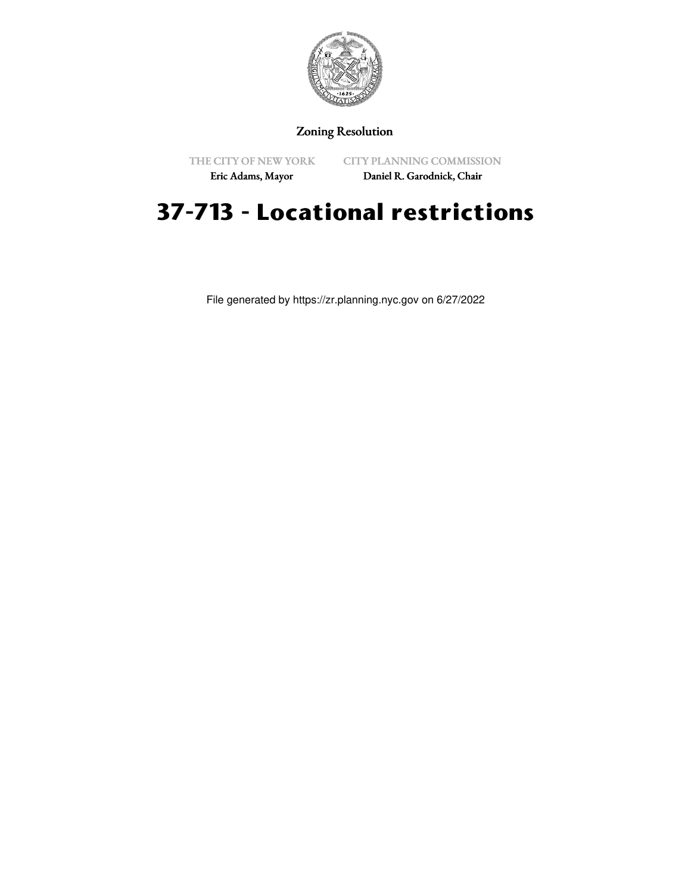Zoning Resolution

THE CITY OF NEW YORK
Eric Adams, Mayor

CITY PLANNING COMMISSION
Daniel R. Garodnick, Chair

# 37-713 - Locational restrictions

File generated by https://zr.planning.nyc.gov on 6/27/2022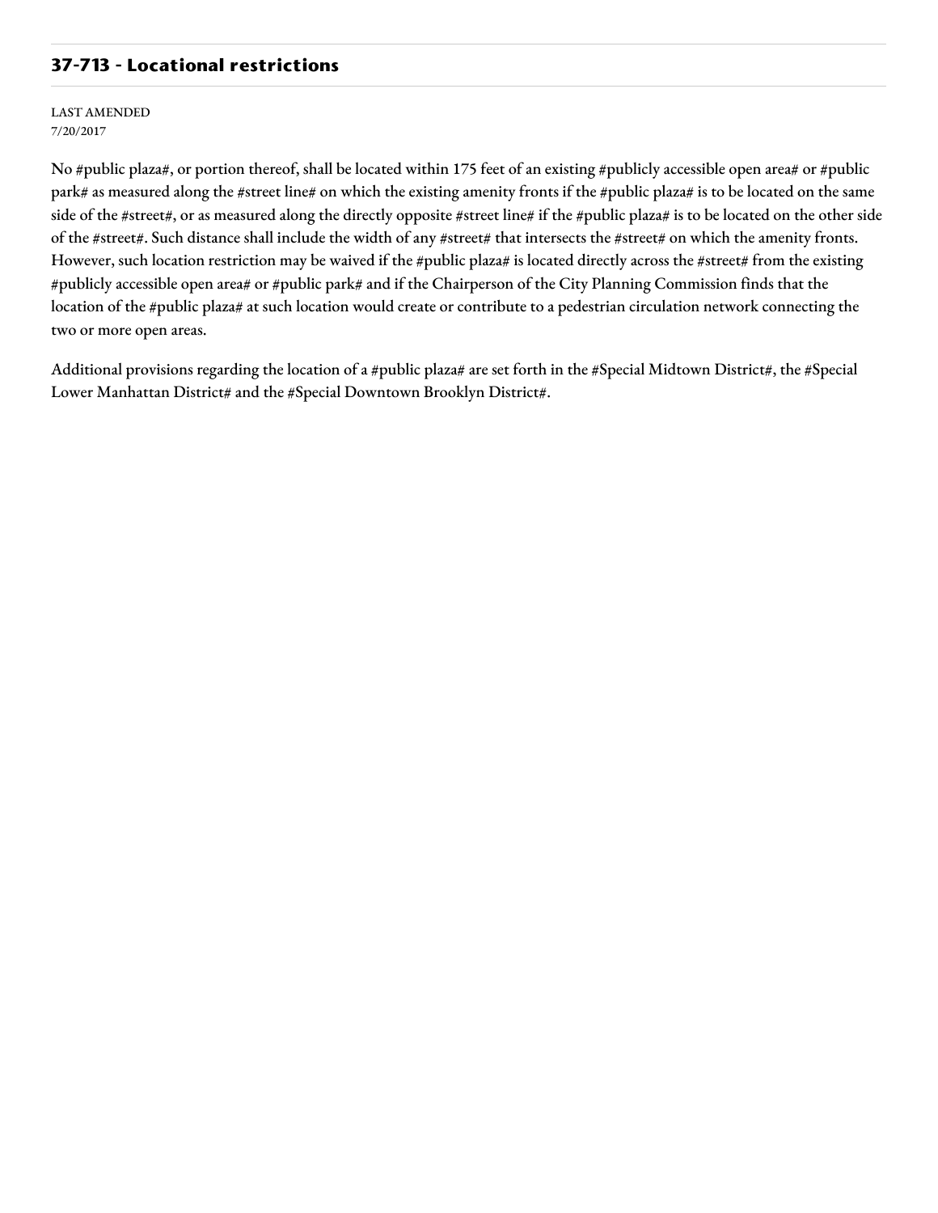## 37-713 - Locational restrictions

LAST AMENDED
7/20/2017

No #public plaza#, or portion thereof, shall be located within 175 feet of an existing #publicly accessible open area# or #public park# as measured along the #street line# on which the existing amenity fronts if the #public plaza# is to be located on the same side of the #street#, or as measured along the directly opposite #street line# if the #public plaza# is to be located on the other side of the #street#. Such distance shall include the width of any #street# that intersects the #street# on which the amenity fronts. However, such location restriction may be waived if the #public plaza# is located directly across the #street# from the existing #publicly accessible open area# or #public park# and if the Chairperson of the City Planning Commission finds that the location of the #public plaza# at such location would create or contribute to a pedestrian circulation network connecting the two or more open areas.

Additional provisions regarding the location of a #public plaza# are set forth in the #Special Midtown District#, the #Special Lower Manhattan District# and the #Special Downtown Brooklyn District#.